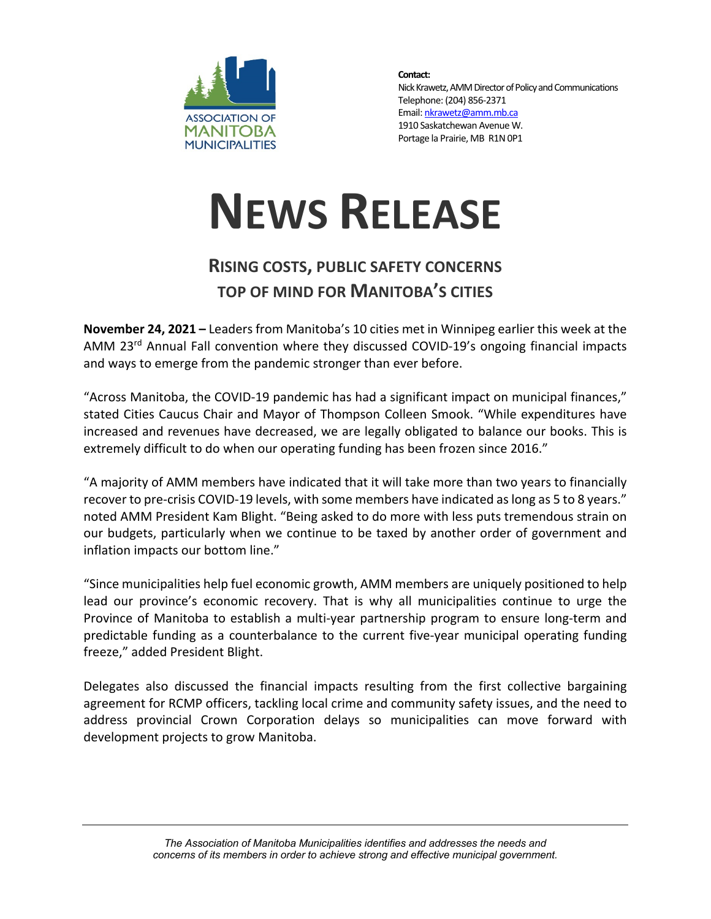ASSOCIATION OF MANITOBA MUNICIPALITIES

**Contact:**
Nick Krawetz, AMM Director of Policy and Communications
Telephone: (204) 856-2371
Email: nkrawetz@amm.mb.ca
1910 Saskatchewan Avenue W.
Portage la Prairie, MB R1N 0P1

# NEWS RELEASE

## RISING COSTS, PUBLIC SAFETY CONCERNS TOP OF MIND FOR MANITOBA'S CITIES

**November 24, 2021 –** Leaders from Manitoba's 10 cities met in Winnipeg earlier this week at the AMM 23rd Annual Fall convention where they discussed COVID-19's ongoing financial impacts and ways to emerge from the pandemic stronger than ever before.

"Across Manitoba, the COVID-19 pandemic has had a significant impact on municipal finances," stated Cities Caucus Chair and Mayor of Thompson Colleen Smook. "While expenditures have increased and revenues have decreased, we are legally obligated to balance our books. This is extremely difficult to do when our operating funding has been frozen since 2016."

"A majority of AMM members have indicated that it will take more than two years to financially recover to pre-crisis COVID-19 levels, with some members have indicated as long as 5 to 8 years." noted AMM President Kam Blight. "Being asked to do more with less puts tremendous strain on our budgets, particularly when we continue to be taxed by another order of government and inflation impacts our bottom line."

"Since municipalities help fuel economic growth, AMM members are uniquely positioned to help lead our province's economic recovery. That is why all municipalities continue to urge the Province of Manitoba to establish a multi-year partnership program to ensure long-term and predictable funding as a counterbalance to the current five-year municipal operating funding freeze," added President Blight.

Delegates also discussed the financial impacts resulting from the first collective bargaining agreement for RCMP officers, tackling local crime and community safety issues, and the need to address provincial Crown Corporation delays so municipalities can move forward with development projects to grow Manitoba.

*The Association of Manitoba Municipalities identifies and addresses the needs and concerns of its members in order to achieve strong and effective municipal government.*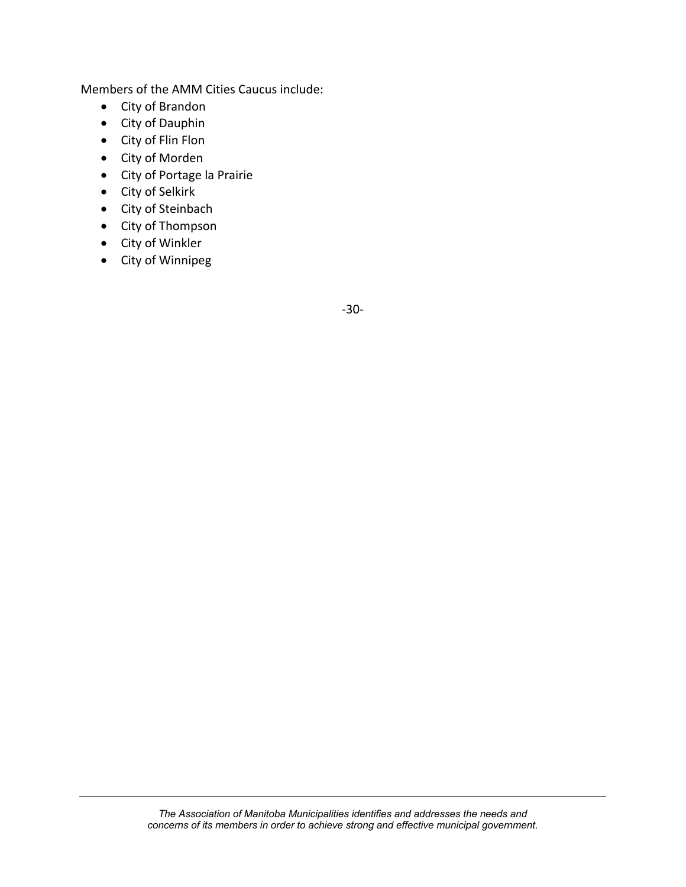Members of the AMM Cities Caucus include:

- City of Brandon
- City of Dauphin
- City of Flin Flon
- City of Morden
- City of Portage la Prairie
- City of Selkirk
- City of Steinbach
- City of Thompson
- City of Winkler
- City of Winnipeg

-30-